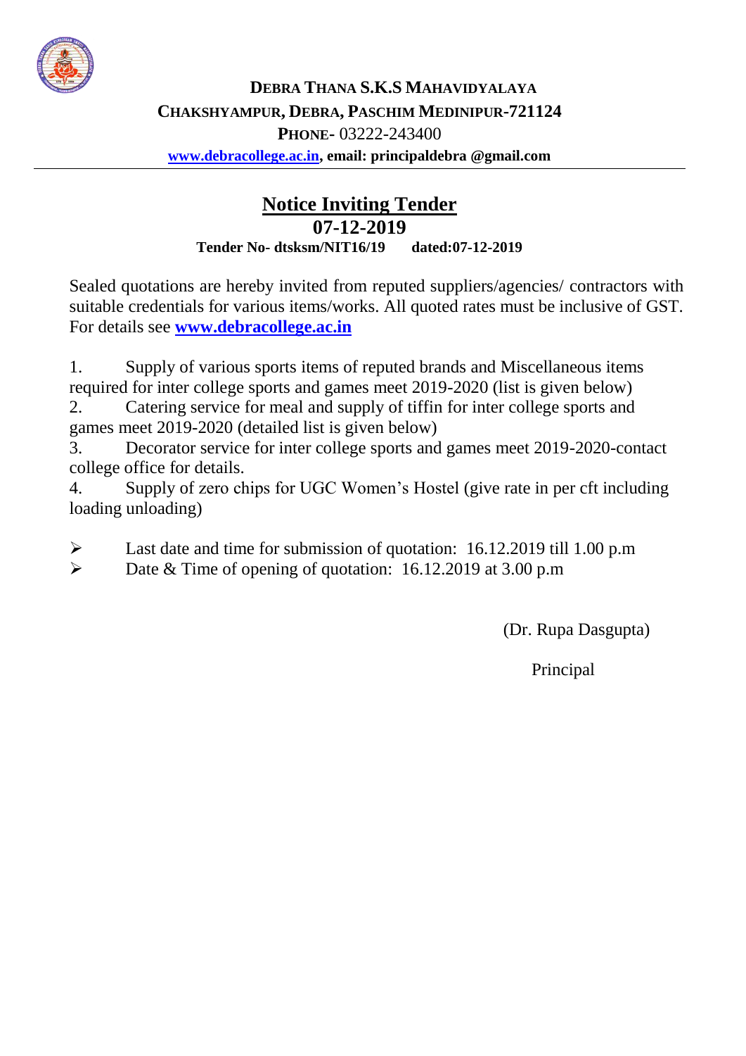**DEBRA THANA S.K.S MAHAVIDYALAYA**
**CHAKSHYAMPUR, DEBRA, PASCHIM MEDINIPUR-721124**
**PHONE-** 03222-243400
**[www.debracollege.ac.in](http://www.debracollege.ac.in), email: principaldebra @gmail.com**

---

# Notice Inviting Tender

## 07-12-2019

**Tender No- dtsksm/NIT16/19 dated:07-12-2019**

Sealed quotations are hereby invited from reputed suppliers/agencies/ contractors with suitable credentials for various items/works. All quoted rates must be inclusive of GST. For details see **[www.debracollege.ac.in](http://www.debracollege.ac.in)**

1. Supply of various sports items of reputed brands and Miscellaneous items required for inter college sports and games meet 2019-2020 (list is given below)
2. Catering service for meal and supply of tiffin for inter college sports and games meet 2019-2020 (detailed list is given below)
3. Decorator service for inter college sports and games meet 2019-2020-contact college office for details.
4. Supply of zero chips for UGC Women's Hostel (give rate in per cft including loading unloading)

- Last date and time for submission of quotation: 16.12.2019 till 1.00 p.m
- Date & Time of opening of quotation: 16.12.2019 at 3.00 p.m

(Dr. Rupa Dasgupta)

Principal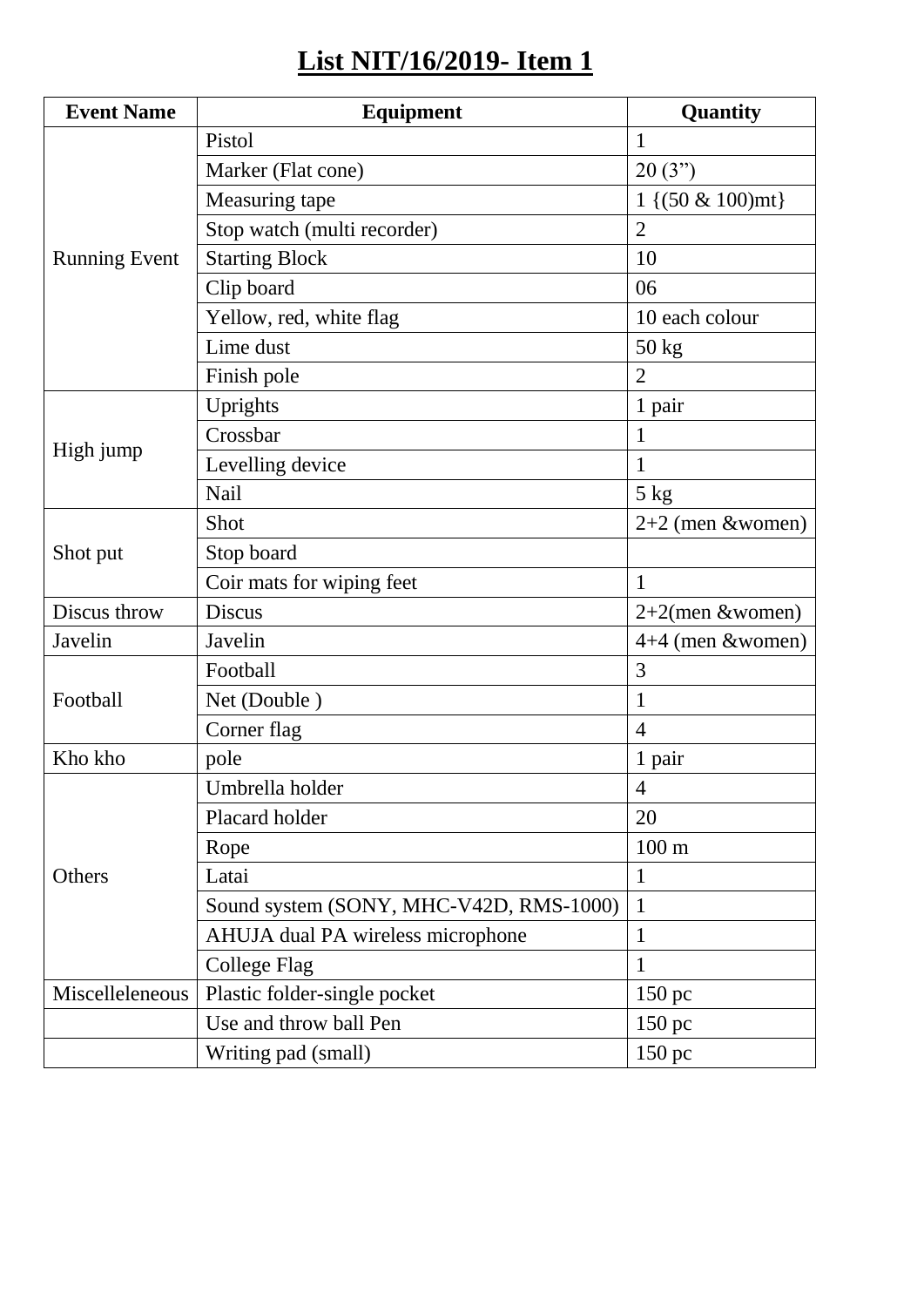# List NIT/16/2019- Item 1

| Event Name | Equipment | Quantity |
|---|---|---|
| Running Event | Pistol | 1 |
| | Marker (Flat cone) | 20 (3”) |
| | Measuring tape | 1 {(50 & 100)mt} |
| | Stop watch (multi recorder) | 2 |
| | Starting Block | 10 |
| | Clip board | 06 |
| | Yellow, red, white flag | 10 each colour |
| | Lime dust | 50 kg |
| | Finish pole | 2 |
| High jump | Uprights | 1 pair |
| | Crossbar | 1 |
| | Levelling device | 1 |
| | Nail | 5 kg |
| Shot put | Shot | 2+2 (men &women) |
| | Stop board | |
| | Coir mats for wiping feet | 1 |
| Discus throw | Discus | 2+2(men &women) |
| Javelin | Javelin | 4+4 (men &women) |
| Football | Football | 3 |
| | Net (Double ) | 1 |
| | Corner flag | 4 |
| Kho kho | pole | 1 pair |
| Others | Umbrella holder | 4 |
| | Placard holder | 20 |
| | Rope | 100 m |
| | Latai | 1 |
| | Sound system (SONY, MHC-V42D, RMS-1000) | 1 |
| | AHUJA dual PA wireless microphone | 1 |
| | College Flag | 1 |
| Miscelleleneous | Plastic folder-single pocket | 150 pc |
| | Use and throw ball Pen | 150 pc |
| | Writing pad (small) | 150 pc |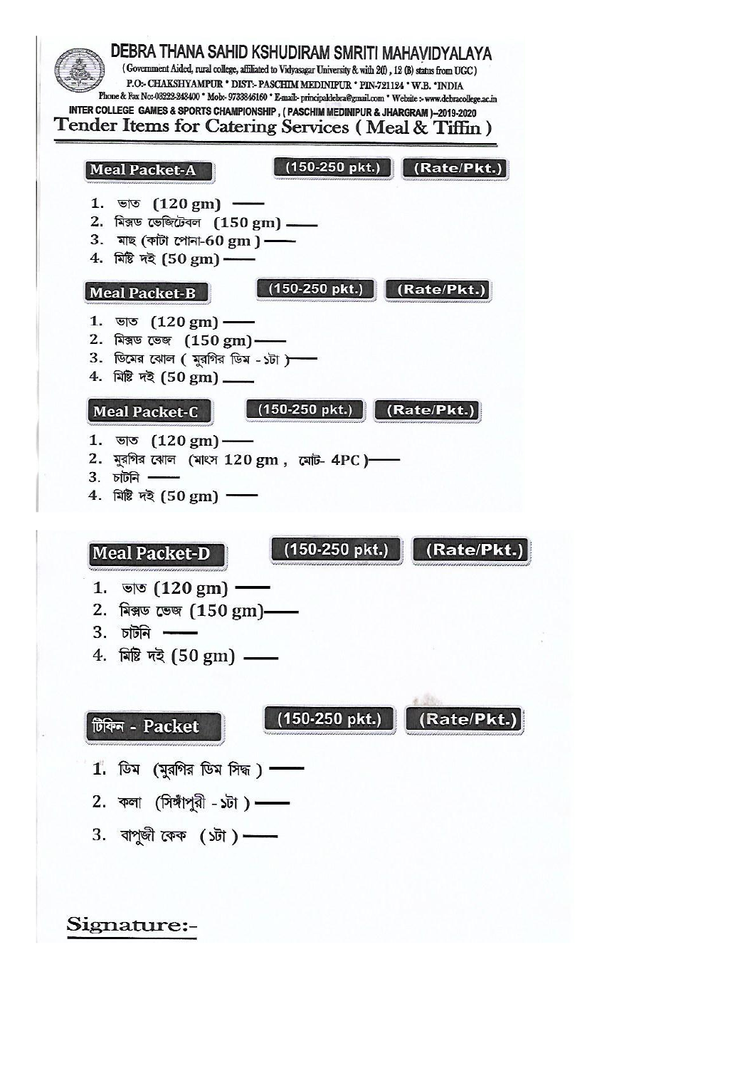# DEBRA THANA SAHID KSHUDIRAM SMRITI MAHAVIDYALAYA

(Government Aided, rural college, affiliated to Vidyasagar University & with 2(f), 12 (B) status from UGC)

P.O:- CHAKSHYAMPUR * DIST:- PASCHIM MEDINIPUR * PIN-721124 * W.B. *INDIA

Phone & Fax No:-03222-243400 * Mob:- 9733846160 * E-mail:- principaldebra@gmail.com * Website :- www.debracollege.ac.in

INTER COLLEGE GAMES & SPORTS CHAMPIONSHIP, (PASCHIM MEDINIPUR & JHARGRAM)--2019-2020

## Tender Items for Catering Services ( Meal & Tiffin )

### Meal Packet-A (150-250 pkt.) (Rate/Pkt.)

1. ভাত (120 gm) ——
2. মিক্সড ভেজিটেবল (150 gm) ——
3. মাছ (কাটা পোনা-60 gm ) ——
4. মিষ্টি দই (50 gm) ——

### Meal Packet-B (150-250 pkt.) (Rate/Pkt.)

1. ভাত (120 gm) ——
2. মিক্সড ভেজ (150 gm) ——
3. ডিমের ঝোল ( মুরগির ডিম - ১টা ) ——
4. মিষ্টি দই (50 gm) ——

### Meal Packet-C (150-250 pkt.) (Rate/Pkt.)

1. ভাত (120 gm) ——
2. মুরগির ঝোল (মাংস 120 gm , মোট- 4PC ) ——
3. চাটনি ——
4. মিষ্টি দই (50 gm) ——

### Meal Packet-D (150-250 pkt.) (Rate/Pkt.)

1. ভাত (120 gm) ——
2. মিক্সড ভেজ (150 gm) ——
3. চাটনি ——
4. মিষ্টি দই (50 gm) ——

### টিফিন - Packet (150-250 pkt.) (Rate/Pkt.)

1. ডিম (মুরগির ডিম সিদ্ধ ) ——
2. কলা (সিঙ্গাপুরী - ১টা ) ——
3. বাপুজী কেক (১টা ) ——

**Signature:-**